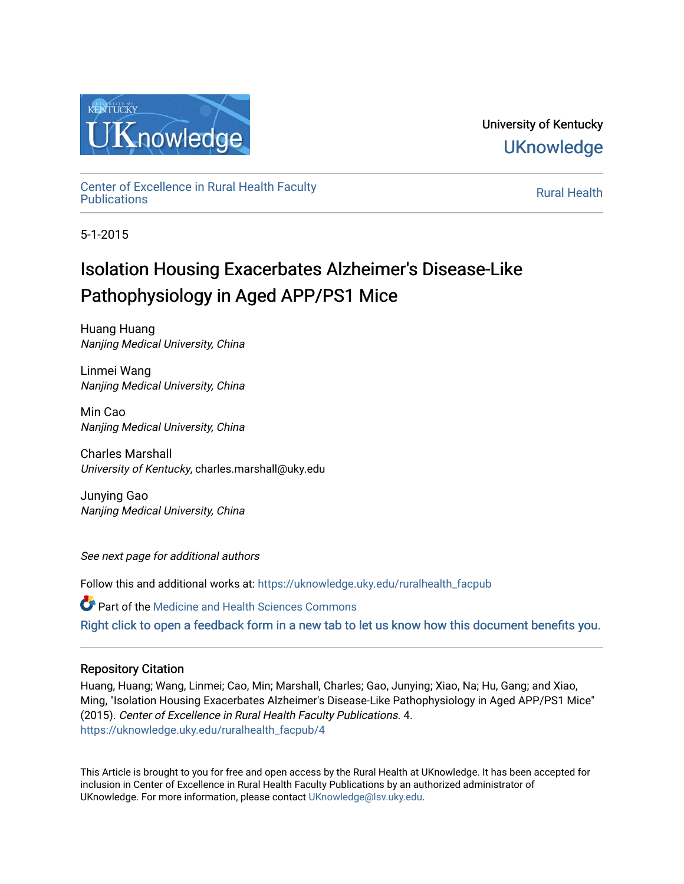University of Kentucky

UKnowledge

Center of Excellence in Rural Health Faculty Publications

Rural Health

5-1-2015

# Isolation Housing Exacerbates Alzheimer's Disease-Like Pathophysiology in Aged APP/PS1 Mice

Huang Huang
*Nanjing Medical University, China*

Linmei Wang
*Nanjing Medical University, China*

Min Cao
*Nanjing Medical University, China*

Charles Marshall
*University of Kentucky*, charles.marshall@uky.edu

Junying Gao
*Nanjing Medical University, China*

*See next page for additional authors*

Follow this and additional works at: https://uknowledge.uky.edu/ruralhealth_facpub

Part of the Medicine and Health Sciences Commons

Right click to open a feedback form in a new tab to let us know how this document benefits you.

## Repository Citation

Huang, Huang; Wang, Linmei; Cao, Min; Marshall, Charles; Gao, Junying; Xiao, Na; Hu, Gang; and Xiao, Ming, "Isolation Housing Exacerbates Alzheimer's Disease-Like Pathophysiology in Aged APP/PS1 Mice" (2015). *Center of Excellence in Rural Health Faculty Publications*. 4.
https://uknowledge.uky.edu/ruralhealth_facpub/4

This Article is brought to you for free and open access by the Rural Health at UKnowledge. It has been accepted for inclusion in Center of Excellence in Rural Health Faculty Publications by an authorized administrator of UKnowledge. For more information, please contact UKnowledge@lsv.uky.edu.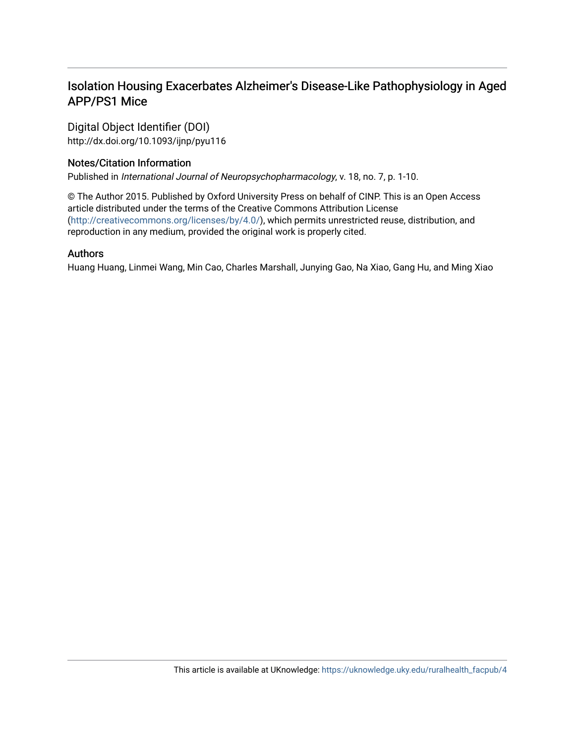# Isolation Housing Exacerbates Alzheimer's Disease-Like Pathophysiology in Aged APP/PS1 Mice

## Digital Object Identifier (DOI)

http://dx.doi.org/10.1093/ijnp/pyu116

## Notes/Citation Information

Published in *International Journal of Neuropsychopharmacology*, v. 18, no. 7, p. 1-10.

© The Author 2015. Published by Oxford University Press on behalf of CINP. This is an Open Access article distributed under the terms of the Creative Commons Attribution License (http://creativecommons.org/licenses/by/4.0/), which permits unrestricted reuse, distribution, and reproduction in any medium, provided the original work is properly cited.

## Authors

Huang Huang, Linmei Wang, Min Cao, Charles Marshall, Junying Gao, Na Xiao, Gang Hu, and Ming Xiao

This article is available at UKnowledge: https://uknowledge.uky.edu/ruralhealth_facpub/4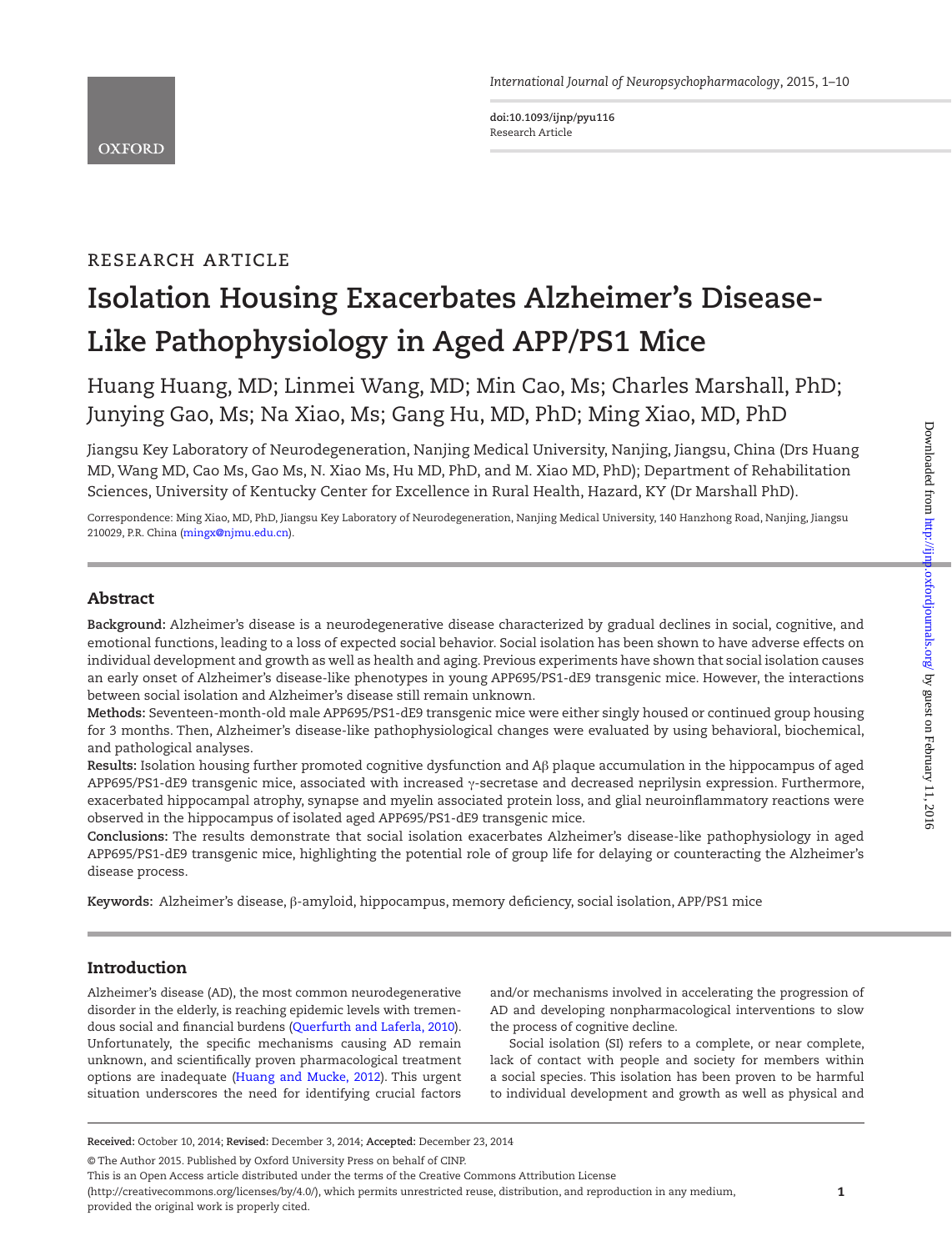RESEARCH ARTICLE

# Isolation Housing Exacerbates Alzheimer's Disease-Like Pathophysiology in Aged APP/PS1 Mice

Huang Huang, MD; Linmei Wang, MD; Min Cao, Ms; Charles Marshall, PhD; Junying Gao, Ms; Na Xiao, Ms; Gang Hu, MD, PhD; Ming Xiao, MD, PhD

Jiangsu Key Laboratory of Neurodegeneration, Nanjing Medical University, Nanjing, Jiangsu, China (Drs Huang MD, Wang MD, Cao Ms, Gao Ms, N. Xiao Ms, Hu MD, PhD, and M. Xiao MD, PhD); Department of Rehabilitation Sciences, University of Kentucky Center for Excellence in Rural Health, Hazard, KY (Dr Marshall PhD).

Correspondence: Ming Xiao, MD, PhD, Jiangsu Key Laboratory of Neurodegeneration, Nanjing Medical University, 140 Hanzhong Road, Nanjing, Jiangsu 210029, P.R. China (mingx@njmu.edu.cn).

## Abstract

**Background:** Alzheimer's disease is a neurodegenerative disease characterized by gradual declines in social, cognitive, and emotional functions, leading to a loss of expected social behavior. Social isolation has been shown to have adverse effects on individual development and growth as well as health and aging. Previous experiments have shown that social isolation causes an early onset of Alzheimer's disease-like phenotypes in young APP695/PS1-dE9 transgenic mice. However, the interactions between social isolation and Alzheimer's disease still remain unknown.

**Methods:** Seventeen-month-old male APP695/PS1-dE9 transgenic mice were either singly housed or continued group housing for 3 months. Then, Alzheimer's disease-like pathophysiological changes were evaluated by using behavioral, biochemical, and pathological analyses.

**Results:** Isolation housing further promoted cognitive dysfunction and Aβ plaque accumulation in the hippocampus of aged APP695/PS1-dE9 transgenic mice, associated with increased γ-secretase and decreased neprilysin expression. Furthermore, exacerbated hippocampal atrophy, synapse and myelin associated protein loss, and glial neuroinflammatory reactions were observed in the hippocampus of isolated aged APP695/PS1-dE9 transgenic mice.

**Conclusions:** The results demonstrate that social isolation exacerbates Alzheimer's disease-like pathophysiology in aged APP695/PS1-dE9 transgenic mice, highlighting the potential role of group life for delaying or counteracting the Alzheimer's disease process.

**Keywords:** Alzheimer's disease, β-amyloid, hippocampus, memory deficiency, social isolation, APP/PS1 mice

## Introduction

Alzheimer's disease (AD), the most common neurodegenerative disorder in the elderly, is reaching epidemic levels with tremendous social and financial burdens (Querfurth and Laferla, 2010). Unfortunately, the specific mechanisms causing AD remain unknown, and scientifically proven pharmacological treatment options are inadequate (Huang and Mucke, 2012). This urgent situation underscores the need for identifying crucial factors and/or mechanisms involved in accelerating the progression of AD and developing nonpharmacological interventions to slow the process of cognitive decline.

Social isolation (SI) refers to a complete, or near complete, lack of contact with people and society for members within a social species. This isolation has been proven to be harmful to individual development and growth as well as physical and

**Received:** October 10, 2014; **Revised:** December 3, 2014; **Accepted:** December 23, 2014

© The Author 2015. Published by Oxford University Press on behalf of CINP.
This is an Open Access article distributed under the terms of the Creative Commons Attribution License (http://creativecommons.org/licenses/by/4.0/), which permits unrestricted reuse, distribution, and reproduction in any medium, provided the original work is properly cited.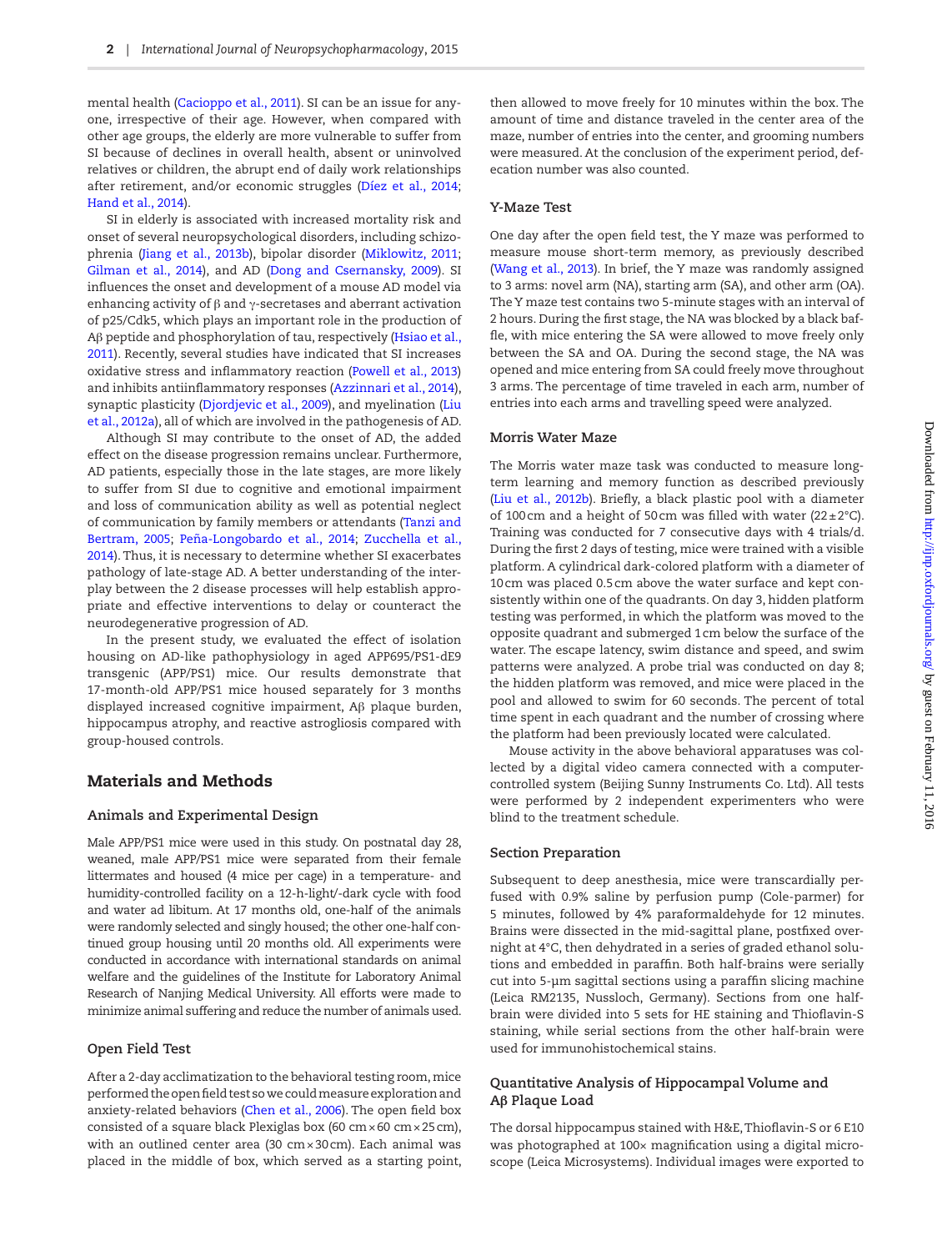mental health (Cacioppo et al., 2011). SI can be an issue for anyone, irrespective of their age. However, when compared with other age groups, the elderly are more vulnerable to suffer from SI because of declines in overall health, absent or uninvolved relatives or children, the abrupt end of daily work relationships after retirement, and/or economic struggles (Díez et al., 2014; Hand et al., 2014).

SI in elderly is associated with increased mortality risk and onset of several neuropsychological disorders, including schizophrenia (Jiang et al., 2013b), bipolar disorder (Miklowitz, 2011; Gilman et al., 2014), and AD (Dong and Csernansky, 2009). SI influences the onset and development of a mouse AD model via enhancing activity of β and γ-secretases and aberrant activation of p25/Cdk5, which plays an important role in the production of Aβ peptide and phosphorylation of tau, respectively (Hsiao et al., 2011). Recently, several studies have indicated that SI increases oxidative stress and inflammatory reaction (Powell et al., 2013) and inhibits antiinflammatory responses (Azzinnari et al., 2014), synaptic plasticity (Djordjevic et al., 2009), and myelination (Liu et al., 2012a), all of which are involved in the pathogenesis of AD.

Although SI may contribute to the onset of AD, the added effect on the disease progression remains unclear. Furthermore, AD patients, especially those in the late stages, are more likely to suffer from SI due to cognitive and emotional impairment and loss of communication ability as well as potential neglect of communication by family members or attendants (Tanzi and Bertram, 2005; Peña-Longobardo et al., 2014; Zucchella et al., 2014). Thus, it is necessary to determine whether SI exacerbates pathology of late-stage AD. A better understanding of the interplay between the 2 disease processes will help establish appropriate and effective interventions to delay or counteract the neurodegenerative progression of AD.

In the present study, we evaluated the effect of isolation housing on AD-like pathophysiology in aged APP695/PS1-dE9 transgenic (APP/PS1) mice. Our results demonstrate that 17-month-old APP/PS1 mice housed separately for 3 months displayed increased cognitive impairment, Aβ plaque burden, hippocampus atrophy, and reactive astrogliosis compared with group-housed controls.

## Materials and Methods

### Animals and Experimental Design

Male APP/PS1 mice were used in this study. On postnatal day 28, weaned, male APP/PS1 mice were separated from their female littermates and housed (4 mice per cage) in a temperature- and humidity-controlled facility on a 12-h-light/-dark cycle with food and water ad libitum. At 17 months old, one-half of the animals were randomly selected and singly housed; the other one-half continued group housing until 20 months old. All experiments were conducted in accordance with international standards on animal welfare and the guidelines of the Institute for Laboratory Animal Research of Nanjing Medical University. All efforts were made to minimize animal suffering and reduce the number of animals used.

### Open Field Test

After a 2-day acclimatization to the behavioral testing room, mice performed the open field test so we could measure exploration and anxiety-related behaviors (Chen et al., 2006). The open field box consisted of a square black Plexiglas box (60 cm × 60 cm × 25 cm), with an outlined center area (30 cm × 30 cm). Each animal was placed in the middle of box, which served as a starting point, then allowed to move freely for 10 minutes within the box. The amount of time and distance traveled in the center area of the maze, number of entries into the center, and grooming numbers were measured. At the conclusion of the experiment period, defecation number was also counted.

### Y-Maze Test

One day after the open field test, the Y maze was performed to measure mouse short-term memory, as previously described (Wang et al., 2013). In brief, the Y maze was randomly assigned to 3 arms: novel arm (NA), starting arm (SA), and other arm (OA). The Y maze test contains two 5-minute stages with an interval of 2 hours. During the first stage, the NA was blocked by a black baffle, with mice entering the SA were allowed to move freely only between the SA and OA. During the second stage, the NA was opened and mice entering from SA could freely move throughout 3 arms. The percentage of time traveled in each arm, number of entries into each arms and travelling speed were analyzed.

### Morris Water Maze

The Morris water maze task was conducted to measure long-term learning and memory function as described previously (Liu et al., 2012b). Briefly, a black plastic pool with a diameter of 100 cm and a height of 50 cm was filled with water (22 ± 2°C). Training was conducted for 7 consecutive days with 4 trials/d. During the first 2 days of testing, mice were trained with a visible platform. A cylindrical dark-colored platform with a diameter of 10 cm was placed 0.5 cm above the water surface and kept consistently within one of the quadrants. On day 3, hidden platform testing was performed, in which the platform was moved to the opposite quadrant and submerged 1 cm below the surface of the water. The escape latency, swim distance and speed, and swim patterns were analyzed. A probe trial was conducted on day 8; the hidden platform was removed, and mice were placed in the pool and allowed to swim for 60 seconds. The percent of total time spent in each quadrant and the number of crossing where the platform had been previously located were calculated.

Mouse activity in the above behavioral apparatuses was collected by a digital video camera connected with a computer-controlled system (Beijing Sunny Instruments Co. Ltd). All tests were performed by 2 independent experimenters who were blind to the treatment schedule.

### Section Preparation

Subsequent to deep anesthesia, mice were transcardially perfused with 0.9% saline by perfusion pump (Cole-parmer) for 5 minutes, followed by 4% paraformaldehyde for 12 minutes. Brains were dissected in the mid-sagittal plane, postfixed overnight at 4°C, then dehydrated in a series of graded ethanol solutions and embedded in paraffin. Both half-brains were serially cut into 5-μm sagittal sections using a paraffin slicing machine (Leica RM2135, Nussloch, Germany). Sections from one half-brain were divided into 5 sets for HE staining and Thioflavin-S staining, while serial sections from the other half-brain were used for immunohistochemical stains.

### Quantitative Analysis of Hippocampal Volume and Aβ Plaque Load

The dorsal hippocampus stained with H&E, Thioflavin-S or 6 E10 was photographed at 100× magnification using a digital microscope (Leica Microsystems). Individual images were exported to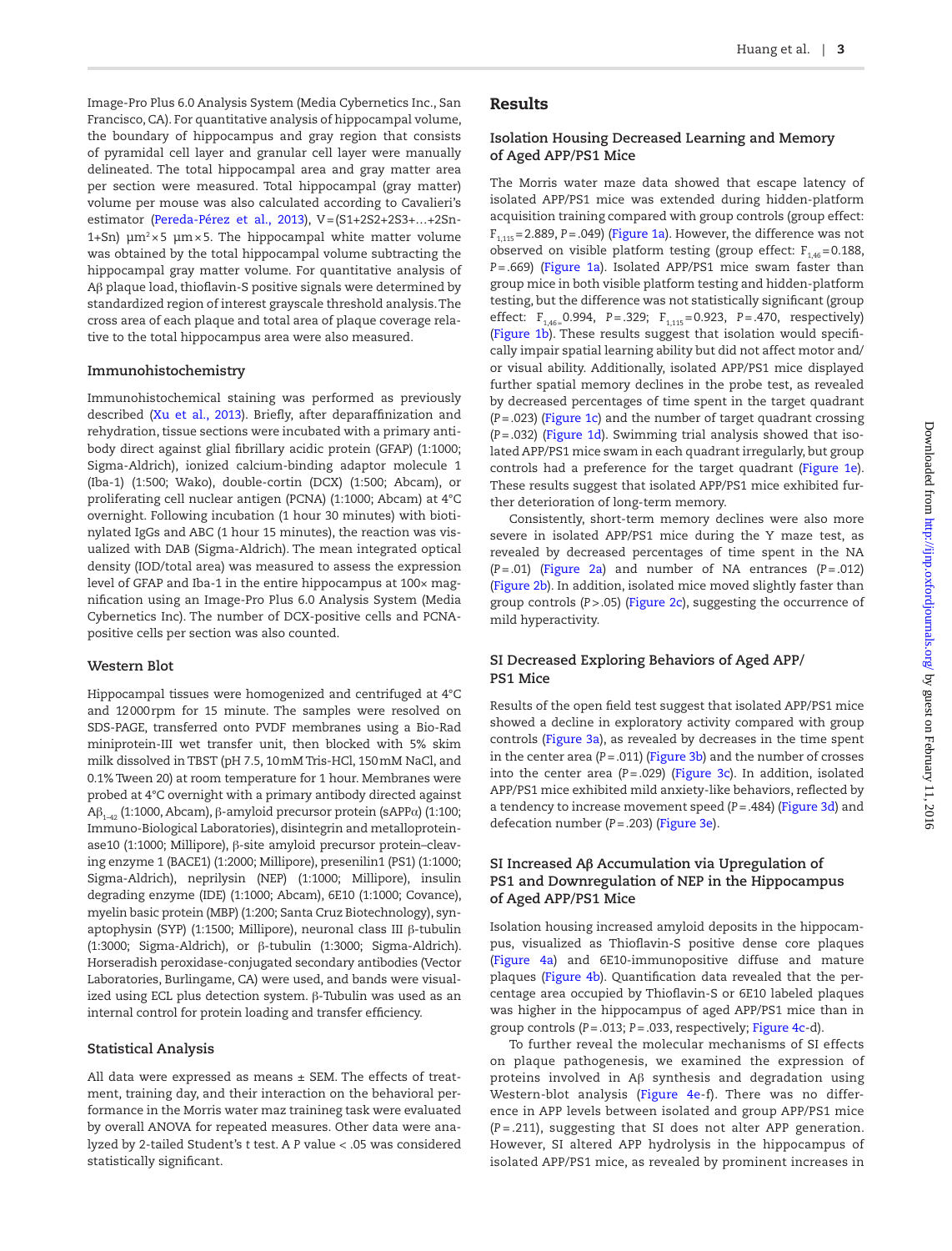Image-Pro Plus 6.0 Analysis System (Media Cybernetics Inc., San Francisco, CA). For quantitative analysis of hippocampal volume, the boundary of hippocampus and gray region that consists of pyramidal cell layer and granular cell layer were manually delineated. The total hippocampal area and gray matter area per section were measured. Total hippocampal (gray matter) volume per mouse was also calculated according to Cavalieri's estimator (Pereda-Pérez et al., 2013), V = (S1+2S2+2S3+…+2Sn-1+Sn) $\mu m^2 \times 5$ $\mu m \times 5$. The hippocampal white matter volume was obtained by the total hippocampal volume subtracting the hippocampal gray matter volume. For quantitative analysis of Aβ plaque load, thioflavin-S positive signals were determined by standardized region of interest grayscale threshold analysis. The cross area of each plaque and total area of plaque coverage relative to the total hippocampus area were also measured.

### Immunohistochemistry

Immunohistochemical staining was performed as previously described (Xu et al., 2013). Briefly, after deparaffinization and rehydration, tissue sections were incubated with a primary antibody direct against glial fibrillary acidic protein (GFAP) (1:1000; Sigma-Aldrich), ionized calcium-binding adaptor molecule 1 (Iba-1) (1:500; Wako), double-cortin (DCX) (1:500; Abcam), or proliferating cell nuclear antigen (PCNA) (1:1000; Abcam) at 4°C overnight. Following incubation (1 hour 30 minutes) with biotinylated IgGs and ABC (1 hour 15 minutes), the reaction was visualized with DAB (Sigma-Aldrich). The mean integrated optical density (IOD/total area) was measured to assess the expression level of GFAP and Iba-1 in the entire hippocampus at 100× magnification using an Image-Pro Plus 6.0 Analysis System (Media Cybernetics Inc). The number of DCX-positive cells and PCNA-positive cells per section was also counted.

### Western Blot

Hippocampal tissues were homogenized and centrifuged at 4°C and 12000 rpm for 15 minute. The samples were resolved on SDS-PAGE, transferred onto PVDF membranes using a Bio-Rad miniprotein-III wet transfer unit, then blocked with 5% skim milk dissolved in TBST (pH 7.5, 10 mM Tris-HCl, 150 mM NaCl, and 0.1% Tween 20) at room temperature for 1 hour. Membranes were probed at 4°C overnight with a primary antibody directed against $A\beta_{1-42}$ (1:1000, Abcam), β-amyloid precursor protein (sAPPα) (1:100; Immuno-Biological Laboratories), disintegrin and metalloproteinase10 (1:1000; Millipore), β-site amyloid precursor protein–cleaving enzyme 1 (BACE1) (1:2000; Millipore), presenilin1 (PS1) (1:1000; Sigma-Aldrich), neprilysin (NEP) (1:1000; Millipore), insulin degrading enzyme (IDE) (1:1000; Abcam), 6E10 (1:1000; Covance), myelin basic protein (MBP) (1:200; Santa Cruz Biotechnology), synaptophysin (SYP) (1:1500; Millipore), neuronal class III β-tubulin (1:3000; Sigma-Aldrich), or β-tubulin (1:3000; Sigma-Aldrich). Horseradish peroxidase-conjugated secondary antibodies (Vector Laboratories, Burlingame, CA) were used, and bands were visualized using ECL plus detection system. β-Tubulin was used as an internal control for protein loading and transfer efficiency.

### Statistical Analysis

All data were expressed as means ± SEM. The effects of treatment, training day, and their interaction on the behavioral performance in the Morris water maz trainineg task were evaluated by overall ANOVA for repeated measures. Other data were analyzed by 2-tailed Student's *t* test. A *P* value < .05 was considered statistically significant.

## Results

### Isolation Housing Decreased Learning and Memory of Aged APP/PS1 Mice

The Morris water maze data showed that escape latency of isolated APP/PS1 mice was extended during hidden-platform acquisition training compared with group controls (group effect: $F_{1,115} = 2.889$, $P = .049$) (Figure 1a). However, the difference was not observed on visible platform testing (group effect: $F_{1,46} = 0.188$, $P = .669$) (Figure 1a). Isolated APP/PS1 mice swam faster than group mice in both visible platform testing and hidden-platform testing, but the difference was not statistically significant (group effect: $F_{1,46} = 0.994$, $P = .329$; $F_{1,115} = 0.923$, $P = .470$, respectively) (Figure 1b). These results suggest that isolation would specifically impair spatial learning ability but did not affect motor and/or visual ability. Additionally, isolated APP/PS1 mice displayed further spatial memory declines in the probe test, as revealed by decreased percentages of time spent in the target quadrant ($P = .023$) (Figure 1c) and the number of target quadrant crossing ($P = .032$) (Figure 1d). Swimming trial analysis showed that isolated APP/PS1 mice swam in each quadrant irregularly, but group controls had a preference for the target quadrant (Figure 1e). These results suggest that isolated APP/PS1 mice exhibited further deterioration of long-term memory.

Consistently, short-term memory declines were also more severe in isolated APP/PS1 mice during the Y maze test, as revealed by decreased percentages of time spent in the NA ($P = .01$) (Figure 2a) and number of NA entrances ($P = .012$) (Figure 2b). In addition, isolated mice moved slightly faster than group controls ($P > .05$) (Figure 2c), suggesting the occurrence of mild hyperactivity.

### SI Decreased Exploring Behaviors of Aged APP/PS1 Mice

Results of the open field test suggest that isolated APP/PS1 mice showed a decline in exploratory activity compared with group controls (Figure 3a), as revealed by decreases in the time spent in the center area ($P = .011$) (Figure 3b) and the number of crosses into the center area ($P = .029$) (Figure 3c). In addition, isolated APP/PS1 mice exhibited mild anxiety-like behaviors, reflected by a tendency to increase movement speed ($P = .484$) (Figure 3d) and defecation number ($P = .203$) (Figure 3e).

### SI Increased Aβ Accumulation via Upregulation of PS1 and Downregulation of NEP in the Hippocampus of Aged APP/PS1 Mice

Isolation housing increased amyloid deposits in the hippocampus, visualized as Thioflavin-S positive dense core plaques (Figure 4a) and 6E10-immunopositive diffuse and mature plaques (Figure 4b). Quantification data revealed that the percentage area occupied by Thioflavin-S or 6E10 labeled plaques was higher in the hippocampus of aged APP/PS1 mice than in group controls ($P = .013$; $P = .033$, respectively; Figure 4c-d).

To further reveal the molecular mechanisms of SI effects on plaque pathogenesis, we examined the expression of proteins involved in Aβ synthesis and degradation using Western-blot analysis (Figure 4e-f). There was no difference in APP levels between isolated and group APP/PS1 mice ($P = .211$), suggesting that SI does not alter APP generation. However, SI altered APP hydrolysis in the hippocampus of isolated APP/PS1 mice, as revealed by prominent increases in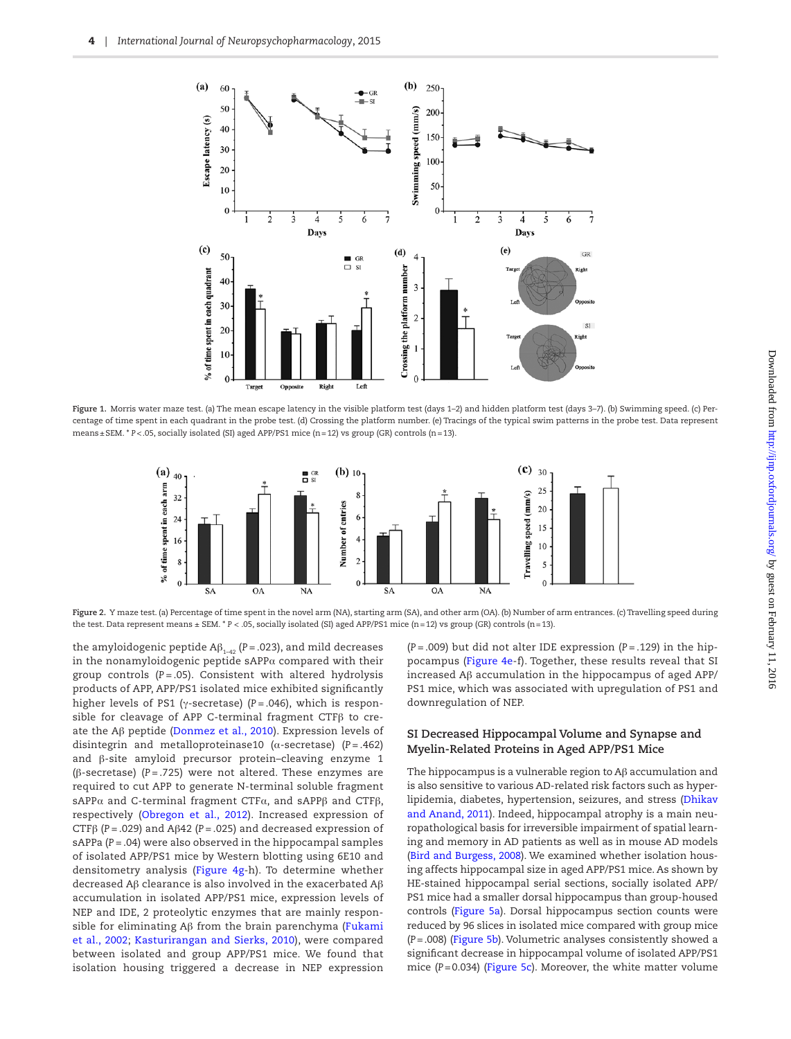Figure 1. Morris water maze test. (a) The mean escape latency in the visible platform test (days 1–2) and hidden platform test (days 3–7). (b) Swimming speed. (c) Percentage of time spent in each quadrant in the probe test. (d) Crossing the platform number. (e) Tracings of the typical swim patterns in the probe test. Data represent means ± SEM. * $P<.05$, socially isolated (SI) aged APP/PS1 mice (n = 12) vs group (GR) controls (n = 13).

Figure 2. Y maze test. (a) Percentage of time spent in the novel arm (NA), starting arm (SA), and other arm (OA). (b) Number of arm entrances. (c) Travelling speed during the test. Data represent means ± SEM. * $P<.05$, socially isolated (SI) aged APP/PS1 mice (n = 12) vs group (GR) controls (n = 13).

the amyloidogenic peptide $A\beta_{1-42}$ ($P = .023$), and mild decreases in the nonamyloidogenic peptide sAPPα compared with their group controls ($P = .05$). Consistent with altered hydrolysis products of APP, APP/PS1 isolated mice exhibited significantly higher levels of PS1 (γ-secretase) ($P = .046$), which is responsible for cleavage of APP C-terminal fragment CTFβ to create the Aβ peptide (Donmez et al., 2010). Expression levels of disintegrin and metalloproteinase10 (α-secretase) ($P = .462$) and β-site amyloid precursor protein–cleaving enzyme 1 (β-secretase) ($P = .725$) were not altered. These enzymes are required to cut APP to generate N-terminal soluble fragment sAPPα and C-terminal fragment CTFα, and sAPPβ and CTFβ, respectively (Obregon et al., 2012). Increased expression of CTFβ ($P = .029$) and Aβ42 ($P = .025$) and decreased expression of sAPPa ($P = .04$) were also observed in the hippocampal samples of isolated APP/PS1 mice by Western blotting using 6E10 and densitometry analysis (Figure 4g-h). To determine whether decreased Aβ clearance is also involved in the exacerbated Aβ accumulation in isolated APP/PS1 mice, expression levels of NEP and IDE, 2 proteolytic enzymes that are mainly responsible for eliminating Aβ from the brain parenchyma (Fukami et al., 2002; Kasturirangan and Sierks, 2010), were compared between isolated and group APP/PS1 mice. We found that isolation housing triggered a decrease in NEP expression ($P = .009$) but did not alter IDE expression ($P = .129$) in the hippocampus (Figure 4e-f). Together, these results reveal that SI increased Aβ accumulation in the hippocampus of aged APP/PS1 mice, which was associated with upregulation of PS1 and downregulation of NEP.

## SI Decreased Hippocampal Volume and Synapse and Myelin-Related Proteins in Aged APP/PS1 Mice

The hippocampus is a vulnerable region to Aβ accumulation and is also sensitive to various AD-related risk factors such as hyperlipidemia, diabetes, hypertension, seizures, and stress (Dhikav and Anand, 2011). Indeed, hippocampal atrophy is a main neuropathological basis for irreversible impairment of spatial learning and memory in AD patients as well as in mouse AD models (Bird and Burgess, 2008). We examined whether isolation housing affects hippocampal size in aged APP/PS1 mice. As shown by HE-stained hippocampal serial sections, socially isolated APP/PS1 mice had a smaller dorsal hippocampus than group-housed controls (Figure 5a). Dorsal hippocampus section counts were reduced by 96 slices in isolated mice compared with group mice ($P = .008$) (Figure 5b). Volumetric analyses consistently showed a significant decrease in hippocampal volume of isolated APP/PS1 mice ($P = 0.034$) (Figure 5c). Moreover, the white matter volume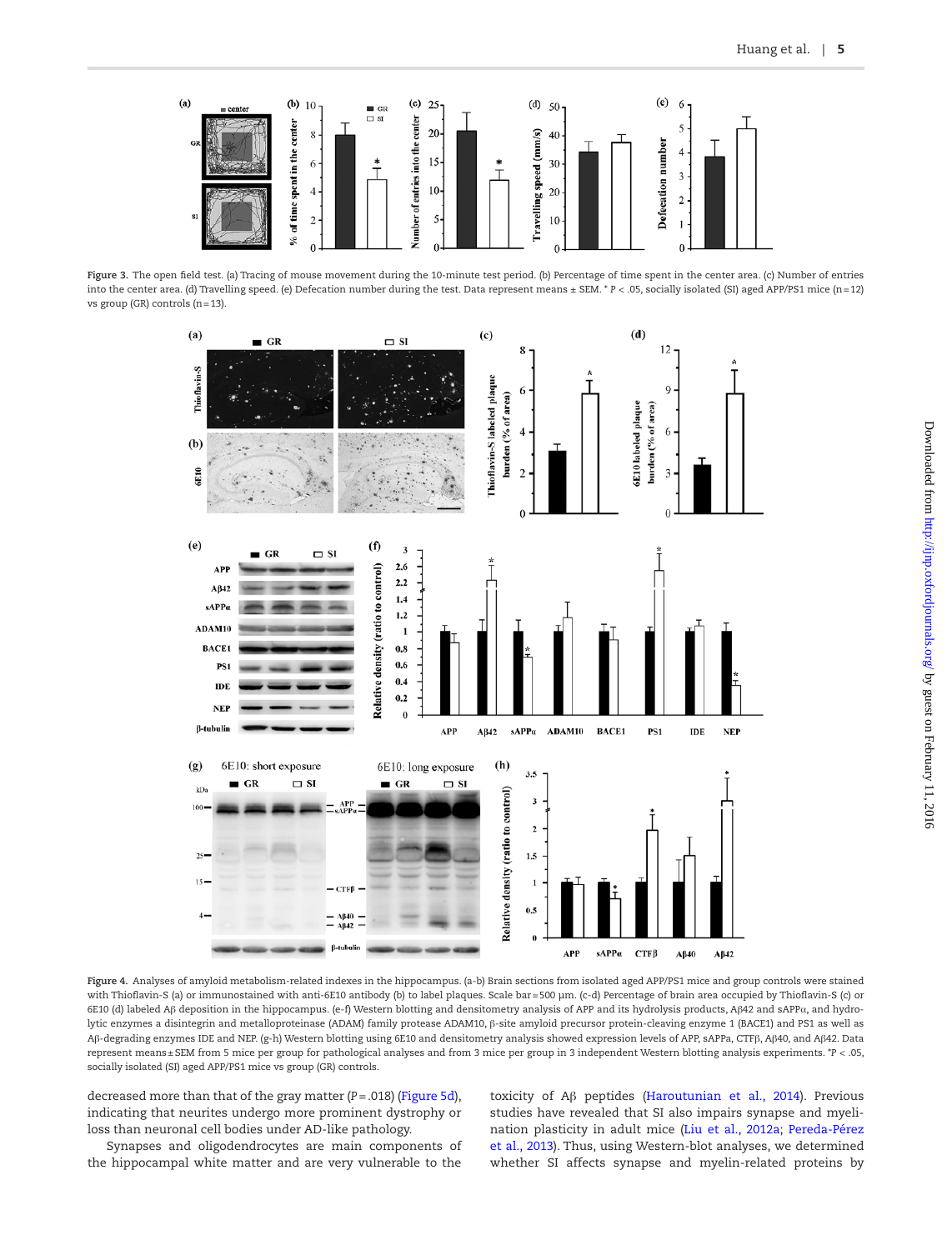Figure 3. The open field test. (a) Tracing of mouse movement during the 10-minute test period. (b) Percentage of time spent in the center area. (c) Number of entries into the center area. (d) Travelling speed. (e) Defecation number during the test. Data represent means ± SEM. * P < .05, socially isolated (SI) aged APP/PS1 mice (n=12) vs group (GR) controls (n=13).

Figure 4. Analyses of amyloid metabolism-related indexes in the hippocampus. (a-b) Brain sections from isolated aged APP/PS1 mice and group controls were stained with Thioflavin-S (a) or immunostained with anti-6E10 antibody (b) to label plaques. Scale bar=500 μm. (c-d) Percentage of brain area occupied by Thioflavin-S (c) or 6E10 (d) labeled Aβ deposition in the hippocampus. (e-f) Western blotting and densitometry analysis of APP and its hydrolysis products, Aβ42 and sAPPα, and hydrolytic enzymes a disintegrin and metalloproteinase (ADAM) family protease ADAM10, β-site amyloid precursor protein-cleaving enzyme 1 (BACE1) and PS1 as well as Aβ-degrading enzymes IDE and NEP. (g-h) Western blotting using 6E10 and densitometry analysis showed expression levels of APP, sAPPa, CTFβ, Aβ40, and Aβ42. Data represent means±SEM from 5 mice per group for pathological analyses and from 3 mice per group in 3 independent Western blotting analysis experiments. *P < .05, socially isolated (SI) aged APP/PS1 mice vs group (GR) controls.

decreased more than that of the gray matter (P=.018) (Figure 5d), indicating that neurites undergo more prominent dystrophy or loss than neuronal cell bodies under AD-like pathology.

Synapses and oligodendrocytes are main components of the hippocampal white matter and are very vulnerable to the toxicity of Aβ peptides (Haroutunian et al., 2014). Previous studies have revealed that SI also impairs synapse and myelination plasticity in adult mice (Liu et al., 2012a; Pereda-Pérez et al., 2013). Thus, using Western-blot analyses, we determined whether SI affects synapse and myelin-related proteins by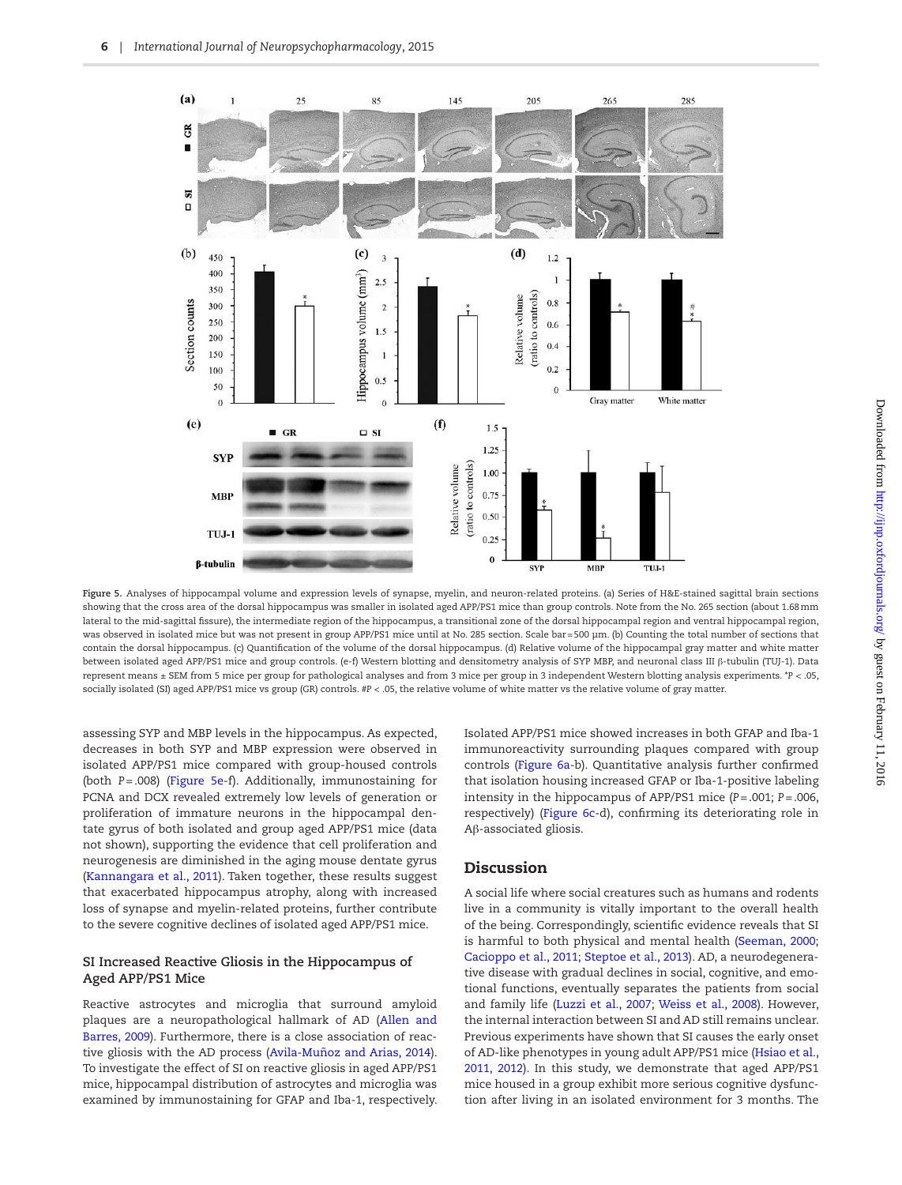**Figure 5.** Analyses of hippocampal volume and expression levels of synapse, myelin, and neuron-related proteins. (a) Series of H&E-stained sagittal brain sections showing that the cross area of the dorsal hippocampus was smaller in isolated aged APP/PS1 mice than group controls. Note from the No. 265 section (about 1.68 mm lateral to the mid-sagittal fissure), the intermediate region of the hippocampus, a transitional zone of the dorsal hippocampal region and ventral hippocampal region, was observed in isolated mice but was not present in group APP/PS1 mice until at No. 285 section. Scale bar = 500 μm. (b) Counting the total number of sections that contain the dorsal hippocampus. (c) Quantification of the volume of the dorsal hippocampus. (d) Relative volume of the hippocampal gray matter and white matter between isolated aged APP/PS1 mice and group controls. (e-f) Western blotting and densitometry analysis of SYP MBP, and neuronal class III β-tubulin (TUJ-1). Data represent means ± SEM from 5 mice per group for pathological analyses and from 3 mice per group in 3 independent Western blotting analysis experiments. *P < .05, socially isolated (SI) aged APP/PS1 mice vs group (GR) controls. #P < .05, the relative volume of white matter vs the relative volume of gray matter.

assessing SYP and MBP levels in the hippocampus. As expected, decreases in both SYP and MBP expression were observed in isolated APP/PS1 mice compared with group-housed controls (both P = .008) (Figure 5e-f). Additionally, immunostaining for PCNA and DCX revealed extremely low levels of generation or proliferation of immature neurons in the hippocampal dentate gyrus of both isolated and group aged APP/PS1 mice (data not shown), supporting the evidence that cell proliferation and neurogenesis are diminished in the aging mouse dentate gyrus (Kannangara et al., 2011). Taken together, these results suggest that exacerbated hippocampus atrophy, along with increased loss of synapse and myelin-related proteins, further contribute to the severe cognitive declines of isolated aged APP/PS1 mice.

### SI Increased Reactive Gliosis in the Hippocampus of Aged APP/PS1 Mice

Reactive astrocytes and microglia that surround amyloid plaques are a neuropathological hallmark of AD (Allen and Barres, 2009). Furthermore, there is a close association of reactive gliosis with the AD process (Avila-Muñoz and Arias, 2014). To investigate the effect of SI on reactive gliosis in aged APP/PS1 mice, hippocampal distribution of astrocytes and microglia was examined by immunostaining for GFAP and Iba-1, respectively. Isolated APP/PS1 mice showed increases in both GFAP and Iba-1 immunoreactivity surrounding plaques compared with group controls (Figure 6a-b). Quantitative analysis further confirmed that isolation housing increased GFAP or Iba-1-positive labeling intensity in the hippocampus of APP/PS1 mice (P = .001; P = .006, respectively) (Figure 6c-d), confirming its deteriorating role in Aβ-associated gliosis.

## Discussion

A social life where social creatures such as humans and rodents live in a community is vitally important to the overall health of the being. Correspondingly, scientific evidence reveals that SI is harmful to both physical and mental health (Seeman, 2000; Cacioppo et al., 2011; Steptoe et al., 2013). AD, a neurodegenerative disease with gradual declines in social, cognitive, and emotional functions, eventually separates the patients from social and family life (Luzzi et al., 2007; Weiss et al., 2008). However, the internal interaction between SI and AD still remains unclear. Previous experiments have shown that SI causes the early onset of AD-like phenotypes in young adult APP/PS1 mice (Hsiao et al., 2011, 2012). In this study, we demonstrate that aged APP/PS1 mice housed in a group exhibit more serious cognitive dysfunction after living in an isolated environment for 3 months. The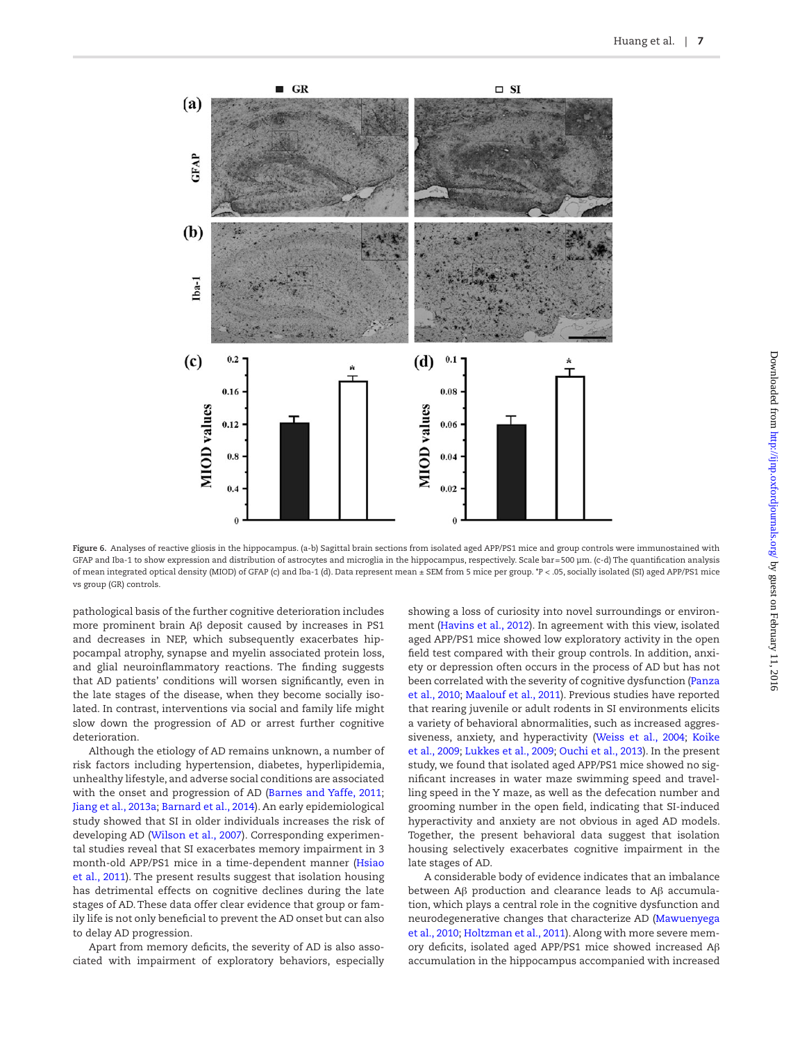Figure 6. Analyses of reactive gliosis in the hippocampus. (a-b) Sagittal brain sections from isolated aged APP/PS1 mice and group controls were immunostained with GFAP and Iba-1 to show expression and distribution of astrocytes and microglia in the hippocampus, respectively. Scale bar = 500 µm. (c-d) The quantification analysis of mean integrated optical density (MIOD) of GFAP (c) and Iba-1 (d). Data represent mean ± SEM from 5 mice per group. *P < .05, socially isolated (SI) aged APP/PS1 mice vs group (GR) controls.

pathological basis of the further cognitive deterioration includes more prominent brain Aβ deposit caused by increases in PS1 and decreases in NEP, which subsequently exacerbates hippocampal atrophy, synapse and myelin associated protein loss, and glial neuroinflammatory reactions. The finding suggests that AD patients' conditions will worsen significantly, even in the late stages of the disease, when they become socially isolated. In contrast, interventions via social and family life might slow down the progression of AD or arrest further cognitive deterioration.

Although the etiology of AD remains unknown, a number of risk factors including hypertension, diabetes, hyperlipidemia, unhealthy lifestyle, and adverse social conditions are associated with the onset and progression of AD (Barnes and Yaffe, 2011; Jiang et al., 2013a; Barnard et al., 2014). An early epidemiological study showed that SI in older individuals increases the risk of developing AD (Wilson et al., 2007). Corresponding experimental studies reveal that SI exacerbates memory impairment in 3 month-old APP/PS1 mice in a time-dependent manner (Hsiao et al., 2011). The present results suggest that isolation housing has detrimental effects on cognitive declines during the late stages of AD. These data offer clear evidence that group or family life is not only beneficial to prevent the AD onset but can also to delay AD progression.

Apart from memory deficits, the severity of AD is also associated with impairment of exploratory behaviors, especially showing a loss of curiosity into novel surroundings or environment (Havins et al., 2012). In agreement with this view, isolated aged APP/PS1 mice showed low exploratory activity in the open field test compared with their group controls. In addition, anxiety or depression often occurs in the process of AD but has not been correlated with the severity of cognitive dysfunction (Panza et al., 2010; Maalouf et al., 2011). Previous studies have reported that rearing juvenile or adult rodents in SI environments elicits a variety of behavioral abnormalities, such as increased aggressiveness, anxiety, and hyperactivity (Weiss et al., 2004; Koike et al., 2009; Lukkes et al., 2009; Ouchi et al., 2013). In the present study, we found that isolated aged APP/PS1 mice showed no significant increases in water maze swimming speed and travelling speed in the Y maze, as well as the defecation number and grooming number in the open field, indicating that SI-induced hyperactivity and anxiety are not obvious in aged AD models. Together, the present behavioral data suggest that isolation housing selectively exacerbates cognitive impairment in the late stages of AD.

A considerable body of evidence indicates that an imbalance between Aβ production and clearance leads to Aβ accumulation, which plays a central role in the cognitive dysfunction and neurodegenerative changes that characterize AD (Mawuenyega et al., 2010; Holtzman et al., 2011). Along with more severe memory deficits, isolated aged APP/PS1 mice showed increased Aβ accumulation in the hippocampus accompanied with increased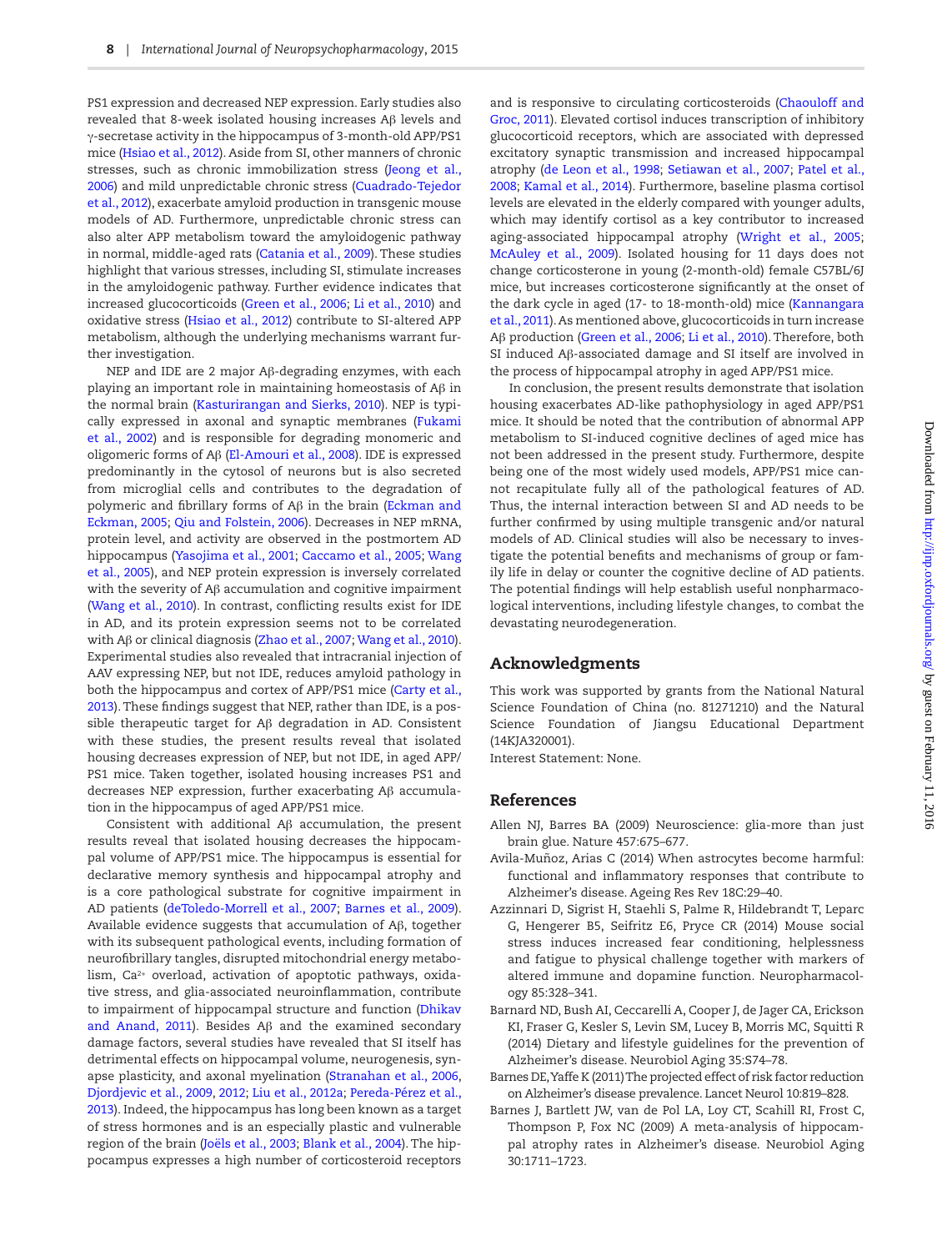PS1 expression and decreased NEP expression. Early studies also revealed that 8-week isolated housing increases Aβ levels and γ-secretase activity in the hippocampus of 3-month-old APP/PS1 mice (Hsiao et al., 2012). Aside from SI, other manners of chronic stresses, such as chronic immobilization stress (Jeong et al., 2006) and mild unpredictable chronic stress (Cuadrado-Tejedor et al., 2012), exacerbate amyloid production in transgenic mouse models of AD. Furthermore, unpredictable chronic stress can also alter APP metabolism toward the amyloidogenic pathway in normal, middle-aged rats (Catania et al., 2009). These studies highlight that various stresses, including SI, stimulate increases in the amyloidogenic pathway. Further evidence indicates that increased glucocorticoids (Green et al., 2006; Li et al., 2010) and oxidative stress (Hsiao et al., 2012) contribute to SI-altered APP metabolism, although the underlying mechanisms warrant further investigation.

NEP and IDE are 2 major Aβ-degrading enzymes, with each playing an important role in maintaining homeostasis of Aβ in the normal brain (Kasturirangan and Sierks, 2010). NEP is typically expressed in axonal and synaptic membranes (Fukami et al., 2002) and is responsible for degrading monomeric and oligomeric forms of Aβ (El-Amouri et al., 2008). IDE is expressed predominantly in the cytosol of neurons but is also secreted from microglial cells and contributes to the degradation of polymeric and fibrillary forms of Aβ in the brain (Eckman and Eckman, 2005; Qiu and Folstein, 2006). Decreases in NEP mRNA, protein level, and activity are observed in the postmortem AD hippocampus (Yasojima et al., 2001; Caccamo et al., 2005; Wang et al., 2005), and NEP protein expression is inversely correlated with the severity of Aβ accumulation and cognitive impairment (Wang et al., 2010). In contrast, conflicting results exist for IDE in AD, and its protein expression seems not to be correlated with Aβ or clinical diagnosis (Zhao et al., 2007; Wang et al., 2010). Experimental studies also revealed that intracranial injection of AAV expressing NEP, but not IDE, reduces amyloid pathology in both the hippocampus and cortex of APP/PS1 mice (Carty et al., 2013). These findings suggest that NEP, rather than IDE, is a possible therapeutic target for Aβ degradation in AD. Consistent with these studies, the present results reveal that isolated housing decreases expression of NEP, but not IDE, in aged APP/PS1 mice. Taken together, isolated housing increases PS1 and decreases NEP expression, further exacerbating Aβ accumulation in the hippocampus of aged APP/PS1 mice.

Consistent with additional Aβ accumulation, the present results reveal that isolated housing decreases the hippocampal volume of APP/PS1 mice. The hippocampus is essential for declarative memory synthesis and hippocampal atrophy and is a core pathological substrate for cognitive impairment in AD patients (deToledo-Morrell et al., 2007; Barnes et al., 2009). Available evidence suggests that accumulation of Aβ, together with its subsequent pathological events, including formation of neurofibrillary tangles, disrupted mitochondrial energy metabolism, $Ca^{2+}$ overload, activation of apoptotic pathways, oxidative stress, and glia-associated neuroinflammation, contribute to impairment of hippocampal structure and function (Dhikav and Anand, 2011). Besides Aβ and the examined secondary damage factors, several studies have revealed that SI itself has detrimental effects on hippocampal volume, neurogenesis, synapse plasticity, and axonal myelination (Stranahan et al., 2006, Djordjevic et al., 2009, 2012; Liu et al., 2012a; Pereda-Pérez et al., 2013). Indeed, the hippocampus has long been known as a target of stress hormones and is an especially plastic and vulnerable region of the brain (Joëls et al., 2003; Blank et al., 2004). The hippocampus expresses a high number of corticosteroid receptors and is responsive to circulating corticosteroids (Chaouloff and Groc, 2011). Elevated cortisol induces transcription of inhibitory glucocorticoid receptors, which are associated with depressed excitatory synaptic transmission and increased hippocampal atrophy (de Leon et al., 1998; Setiawan et al., 2007; Patel et al., 2008; Kamal et al., 2014). Furthermore, baseline plasma cortisol levels are elevated in the elderly compared with younger adults, which may identify cortisol as a key contributor to increased aging-associated hippocampal atrophy (Wright et al., 2005; McAuley et al., 2009). Isolated housing for 11 days does not change corticosterone in young (2-month-old) female C57BL/6J mice, but increases corticosterone significantly at the onset of the dark cycle in aged (17- to 18-month-old) mice (Kannangara et al., 2011). As mentioned above, glucocorticoids in turn increase Aβ production (Green et al., 2006; Li et al., 2010). Therefore, both SI induced Aβ-associated damage and SI itself are involved in the process of hippocampal atrophy in aged APP/PS1 mice.

In conclusion, the present results demonstrate that isolation housing exacerbates AD-like pathophysiology in aged APP/PS1 mice. It should be noted that the contribution of abnormal APP metabolism to SI-induced cognitive declines of aged mice has not been addressed in the present study. Furthermore, despite being one of the most widely used models, APP/PS1 mice cannot recapitulate fully all of the pathological features of AD. Thus, the internal interaction between SI and AD needs to be further confirmed by using multiple transgenic and/or natural models of AD. Clinical studies will also be necessary to investigate the potential benefits and mechanisms of group or family life in delay or counter the cognitive decline of AD patients. The potential findings will help establish useful nonpharmacological interventions, including lifestyle changes, to combat the devastating neurodegeneration.

## Acknowledgments

This work was supported by grants from the National Natural Science Foundation of China (no. 81271210) and the Natural Science Foundation of Jiangsu Educational Department (14KJA320001).

Interest Statement: None.

## References

Allen NJ, Barres BA (2009) Neuroscience: glia-more than just brain glue. Nature 457:675–677.

Avila-Muñoz, Arias C (2014) When astrocytes become harmful: functional and inflammatory responses that contribute to Alzheimer's disease. Ageing Res Rev 18C:29–40.

Azzinnari D, Sigrist H, Staehli S, Palme R, Hildebrandt T, Leparc G, Hengerer B5, Seifritz E6, Pryce CR (2014) Mouse social stress induces increased fear conditioning, helplessness and fatigue to physical challenge together with markers of altered immune and dopamine function. Neuropharmacology 85:328–341.

Barnard ND, Bush AI, Ceccarelli A, Cooper J, de Jager CA, Erickson KI, Fraser G, Kesler S, Levin SM, Lucey B, Morris MC, Squitti R (2014) Dietary and lifestyle guidelines for the prevention of Alzheimer's disease. Neurobiol Aging 35:S74–78.

Barnes DE, Yaffe K (2011) The projected effect of risk factor reduction on Alzheimer's disease prevalence. Lancet Neurol 10:819–828.

Barnes J, Bartlett JW, van de Pol LA, Loy CT, Scahill RI, Frost C, Thompson P, Fox NC (2009) A meta-analysis of hippocampal atrophy rates in Alzheimer's disease. Neurobiol Aging 30:1711–1723.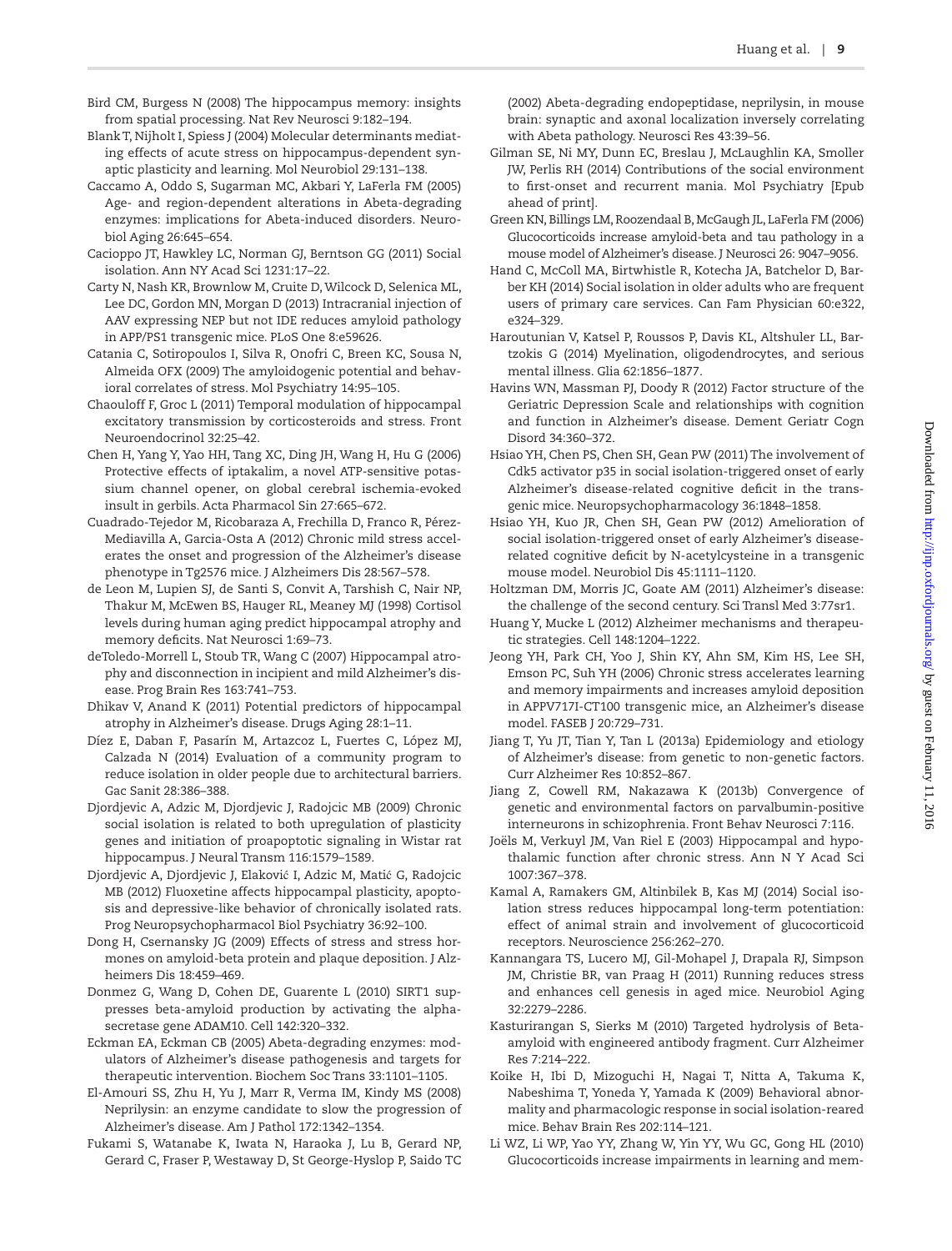Bird CM, Burgess N (2008) The hippocampus memory: insights from spatial processing. Nat Rev Neurosci 9:182–194.

Blank T, Nijholt I, Spiess J (2004) Molecular determinants mediating effects of acute stress on hippocampus-dependent synaptic plasticity and learning. Mol Neurobiol 29:131–138.

Caccamo A, Oddo S, Sugarman MC, Akbari Y, LaFerla FM (2005) Age- and region-dependent alterations in Abeta-degrading enzymes: implications for Abeta-induced disorders. Neurobiol Aging 26:645–654.

Cacioppo JT, Hawkley LC, Norman GJ, Berntson GG (2011) Social isolation. Ann NY Acad Sci 1231:17–22.

Carty N, Nash KR, Brownlow M, Cruite D, Wilcock D, Selenica ML, Lee DC, Gordon MN, Morgan D (2013) Intracranial injection of AAV expressing NEP but not IDE reduces amyloid pathology in APP/PS1 transgenic mice. PLoS One 8:e59626.

Catania C, Sotiropoulos I, Silva R, Onofri C, Breen KC, Sousa N, Almeida OFX (2009) The amyloidogenic potential and behavioral correlates of stress. Mol Psychiatry 14:95–105.

Chaouloff F, Groc L (2011) Temporal modulation of hippocampal excitatory transmission by corticosteroids and stress. Front Neuroendocrinol 32:25–42.

Chen H, Yang Y, Yao HH, Tang XC, Ding JH, Wang H, Hu G (2006) Protective effects of iptakalim, a novel ATP-sensitive potassium channel opener, on global cerebral ischemia-evoked insult in gerbils. Acta Pharmacol Sin 27:665–672.

Cuadrado-Tejedor M, Ricobaraza A, Frechilla D, Franco R, Pérez-Mediavilla A, Garcia-Osta A (2012) Chronic mild stress accelerates the onset and progression of the Alzheimer's disease phenotype in Tg2576 mice. J Alzheimers Dis 28:567–578.

de Leon M, Lupien SJ, de Santi S, Convit A, Tarshish C, Nair NP, Thakur M, McEwen BS, Hauger RL, Meaney MJ (1998) Cortisol levels during human aging predict hippocampal atrophy and memory deficits. Nat Neurosci 1:69–73.

deToledo-Morrell L, Stoub TR, Wang C (2007) Hippocampal atrophy and disconnection in incipient and mild Alzheimer's disease. Prog Brain Res 163:741–753.

Dhikav V, Anand K (2011) Potential predictors of hippocampal atrophy in Alzheimer's disease. Drugs Aging 28:1–11.

Díez E, Daban F, Pasarín M, Artazcoz L, Fuertes C, López MJ, Calzada N (2014) Evaluation of a community program to reduce isolation in older people due to architectural barriers. Gac Sanit 28:386–388.

Djordjevic A, Adzic M, Djordjevic J, Radojcic MB (2009) Chronic social isolation is related to both upregulation of plasticity genes and initiation of proapoptotic signaling in Wistar rat hippocampus. J Neural Transm 116:1579–1589.

Djordjevic A, Djordjevic J, Elaković I, Adzic M, Matić G, Radojcic MB (2012) Fluoxetine affects hippocampal plasticity, apoptosis and depressive-like behavior of chronically isolated rats. Prog Neuropsychopharmacol Biol Psychiatry 36:92–100.

Dong H, Csernansky JG (2009) Effects of stress and stress hormones on amyloid-beta protein and plaque deposition. J Alzheimers Dis 18:459–469.

Donmez G, Wang D, Cohen DE, Guarente L (2010) SIRT1 suppresses beta-amyloid production by activating the alpha-secretase gene ADAM10. Cell 142:320–332.

Eckman EA, Eckman CB (2005) Abeta-degrading enzymes: modulators of Alzheimer's disease pathogenesis and targets for therapeutic intervention. Biochem Soc Trans 33:1101–1105.

El-Amouri SS, Zhu H, Yu J, Marr R, Verma IM, Kindy MS (2008) Neprilysin: an enzyme candidate to slow the progression of Alzheimer's disease. Am J Pathol 172:1342–1354.

Fukami S, Watanabe K, Iwata N, Haraoka J, Lu B, Gerard NP, Gerard C, Fraser P, Westaway D, St George-Hyslop P, Saido TC (2002) Abeta-degrading endopeptidase, neprilysin, in mouse brain: synaptic and axonal localization inversely correlating with Abeta pathology. Neurosci Res 43:39–56.

Gilman SE, Ni MY, Dunn EC, Breslau J, McLaughlin KA, Smoller JW, Perlis RH (2014) Contributions of the social environment to first-onset and recurrent mania. Mol Psychiatry [Epub ahead of print].

Green KN, Billings LM, Roozendaal B, McGaugh JL, LaFerla FM (2006) Glucocorticoids increase amyloid-beta and tau pathology in a mouse model of Alzheimer's disease. J Neurosci 26: 9047–9056.

Hand C, McColl MA, Birtwhistle R, Kotecha JA, Batchelor D, Barber KH (2014) Social isolation in older adults who are frequent users of primary care services. Can Fam Physician 60:e322, e324–329.

Haroutunian V, Katsel P, Roussos P, Davis KL, Altshuler LL, Bartzokis G (2014) Myelination, oligodendrocytes, and serious mental illness. Glia 62:1856–1877.

Havins WN, Massman PJ, Doody R (2012) Factor structure of the Geriatric Depression Scale and relationships with cognition and function in Alzheimer's disease. Dement Geriatr Cogn Disord 34:360–372.

Hsiao YH, Chen PS, Chen SH, Gean PW (2011) The involvement of Cdk5 activator p35 in social isolation-triggered onset of early Alzheimer's disease-related cognitive deficit in the transgenic mice. Neuropsychopharmacology 36:1848–1858.

Hsiao YH, Kuo JR, Chen SH, Gean PW (2012) Amelioration of social isolation-triggered onset of early Alzheimer's disease-related cognitive deficit by N-acetylcysteine in a transgenic mouse model. Neurobiol Dis 45:1111–1120.

Holtzman DM, Morris JC, Goate AM (2011) Alzheimer's disease: the challenge of the second century. Sci Transl Med 3:77sr1.

Huang Y, Mucke L (2012) Alzheimer mechanisms and therapeutic strategies. Cell 148:1204–1222.

Jeong YH, Park CH, Yoo J, Shin KY, Ahn SM, Kim HS, Lee SH, Emson PC, Suh YH (2006) Chronic stress accelerates learning and memory impairments and increases amyloid deposition in APPV717I-CT100 transgenic mice, an Alzheimer's disease model. FASEB J 20:729–731.

Jiang T, Yu JT, Tian Y, Tan L (2013a) Epidemiology and etiology of Alzheimer's disease: from genetic to non-genetic factors. Curr Alzheimer Res 10:852–867.

Jiang Z, Cowell RM, Nakazawa K (2013b) Convergence of genetic and environmental factors on parvalbumin-positive interneurons in schizophrenia. Front Behav Neurosci 7:116.

Joëls M, Verkuyl JM, Van Riel E (2003) Hippocampal and hypothalamic function after chronic stress. Ann N Y Acad Sci 1007:367–378.

Kamal A, Ramakers GM, Altinbilek B, Kas MJ (2014) Social isolation stress reduces hippocampal long-term potentiation: effect of animal strain and involvement of glucocorticoid receptors. Neuroscience 256:262–270.

Kannangara TS, Lucero MJ, Gil-Mohapel J, Drapala RJ, Simpson JM, Christie BR, van Praag H (2011) Running reduces stress and enhances cell genesis in aged mice. Neurobiol Aging 32:2279–2286.

Kasturirangan S, Sierks M (2010) Targeted hydrolysis of Beta-amyloid with engineered antibody fragment. Curr Alzheimer Res 7:214–222.

Koike H, Ibi D, Mizoguchi H, Nagai T, Nitta A, Takuma K, Nabeshima T, Yoneda Y, Yamada K (2009) Behavioral abnormality and pharmacologic response in social isolation-reared mice. Behav Brain Res 202:114–121.

Li WZ, Li WP, Yao YY, Zhang W, Yin YY, Wu GC, Gong HL (2010) Glucocorticoids increase impairments in learning and mem-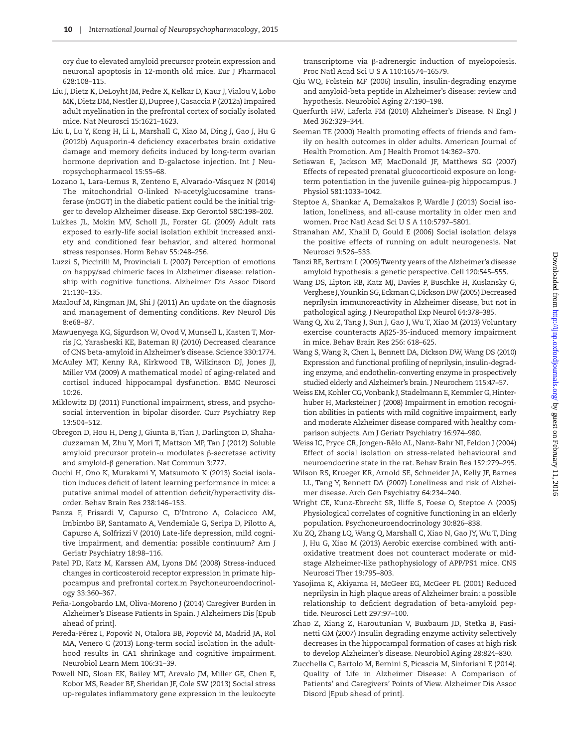ory due to elevated amyloid precursor protein expression and neuronal apoptosis in 12-month old mice. Eur J Pharmacol 628:108–115.

Liu J, Dietz K, DeLoyht JM, Pedre X, Kelkar D, Kaur J, Vialou V, Lobo MK, Dietz DM, Nestler EJ, Dupree J, Casaccia P (2012a) Impaired adult myelination in the prefrontal cortex of socially isolated mice. Nat Neurosci 15:1621–1623.

Liu L, Lu Y, Kong H, Li L, Marshall C, Xiao M, Ding J, Gao J, Hu G (2012b) Aquaporin-4 deficiency exacerbates brain oxidative damage and memory deficits induced by long-term ovarian hormone deprivation and D-galactose injection. Int J Neuropsychopharmacol 15:55–68.

Lozano L, Lara-Lemus R, Zenteno E, Alvarado-Vásquez N (2014) The mitochondrial O-linked N-acetylglucosamine transferase (mOGT) in the diabetic patient could be the initial trigger to develop Alzheimer disease. Exp Gerontol 58C:198–202.

Lukkes JL, Mokin MV, Scholl JL, Forster GL (2009) Adult rats exposed to early-life social isolation exhibit increased anxiety and conditioned fear behavior, and altered hormonal stress responses. Horm Behav 55:248–256.

Luzzi S, Piccirilli M, Provinciali L (2007) Perception of emotions on happy/sad chimeric faces in Alzheimer disease: relationship with cognitive functions. Alzheimer Dis Assoc Disord 21:130–135.

Maalouf M, Ringman JM, Shi J (2011) An update on the diagnosis and management of dementing conditions. Rev Neurol Dis 8:e68–87.

Mawuenyega KG, Sigurdson W, Ovod V, Munsell L, Kasten T, Morris JC, Yarasheski KE, Bateman RJ (2010) Decreased clearance of CNS beta-amyloid in Alzheimer's disease. Science 330:1774.

McAuley MT, Kenny RA, Kirkwood TB, Wilkinson DJ, Jones JJ, Miller VM (2009) A mathematical model of aging-related and cortisol induced hippocampal dysfunction. BMC Neurosci 10:26.

Miklowitz DJ (2011) Functional impairment, stress, and psychosocial intervention in bipolar disorder. Curr Psychiatry Rep 13:504–512.

Obregon D, Hou H, Deng J, Giunta B, Tian J, Darlington D, Shahaduzzaman M, Zhu Y, Mori T, Mattson MP, Tan J (2012) Soluble amyloid precursor protein-α modulates β-secretase activity and amyloid-β generation. Nat Commun 3:777.

Ouchi H, Ono K, Murakami Y, Matsumoto K (2013) Social isolation induces deficit of latent learning performance in mice: a putative animal model of attention deficit/hyperactivity disorder. Behav Brain Res 238:146–153.

Panza F, Frisardi V, Capurso C, D'Introno A, Colacicco AM, Imbimbo BP, Santamato A, Vendemiale G, Seripa D, Pilotto A, Capurso A, Solfrizzi V (2010) Late-life depression, mild cognitive impairment, and dementia: possible continuum? Am J Geriatr Psychiatry 18:98–116.

Patel PD, Katz M, Karssen AM, Lyons DM (2008) Stress-induced changes in corticosteroid receptor expression in primate hippocampus and prefrontal cortex.m Psychoneuroendocrinology 33:360–367.

Peña-Longobardo LM, Oliva-Moreno J (2014) Caregiver Burden in Alzheimer's Disease Patients in Spain. J Alzheimers Dis [Epub ahead of print].

Pereda-Pérez I, Popović N, Otalora BB, Popović M, Madrid JA, Rol MA, Venero C (2013) Long-term social isolation in the adulthood results in CA1 shrinkage and cognitive impairment. Neurobiol Learn Mem 106:31–39.

Powell ND, Sloan EK, Bailey MT, Arevalo JM, Miller GE, Chen E, Kobor MS, Reader BF, Sheridan JF, Cole SW (2013) Social stress up-regulates inflammatory gene expression in the leukocyte transcriptome via β-adrenergic induction of myelopoiesis. Proc Natl Acad Sci U S A 110:16574–16579.

Qiu WQ, Folstein MF (2006) Insulin, insulin-degrading enzyme and amyloid-beta peptide in Alzheimer's disease: review and hypothesis. Neurobiol Aging 27:190–198.

Querfurth HW, Laferla FM (2010) Alzheimer's Disease. N Engl J Med 362:329–344.

Seeman TE (2000) Health promoting effects of friends and family on health outcomes in older adults. American Journal of Health Promotion. Am J Health Promot 14:362–370.

Setiawan E, Jackson MF, MacDonald JF, Matthews SG (2007) Effects of repeated prenatal glucocorticoid exposure on long-term potentiation in the juvenile guinea-pig hippocampus. J Physiol 581:1033–1042.

Steptoe A, Shankar A, Demakakos P, Wardle J (2013) Social isolation, loneliness, and all-cause mortality in older men and women. Proc Natl Acad Sci U S A 110:5797–5801.

Stranahan AM, Khalil D, Gould E (2006) Social isolation delays the positive effects of running on adult neurogenesis. Nat Neurosci 9:526–533.

Tanzi RE, Bertram L (2005) Twenty years of the Alzheimer's disease amyloid hypothesis: a genetic perspective. Cell 120:545–555.

Wang DS, Lipton RB, Katz MJ, Davies P, Buschke H, Kuslansky G, Verghese J, Younkin SG, Eckman C, Dickson DW (2005) Decreased neprilysin immunoreactivity in Alzheimer disease, but not in pathological aging. J Neuropathol Exp Neurol 64:378–385.

Wang Q, Xu Z, Tang J, Sun J, Gao J, Wu T, Xiao M (2013) Voluntary exercise counteracts Aβ25-35-induced memory impairment in mice. Behav Brain Res 256: 618–625.

Wang S, Wang R, Chen L, Bennett DA, Dickson DW, Wang DS (2010) Expression and functional profiling of neprilysin, insulin-degrading enzyme, and endothelin-converting enzyme in prospectively studied elderly and Alzheimer's brain. J Neurochem 115:47–57.

Weiss EM, Kohler CG, Vonbank J, Stadelmann E, Kemmler G, Hinterhuber H, Marksteiner J (2008) Impairment in emotion recognition abilities in patients with mild cognitive impairment, early and moderate Alzheimer disease compared with healthy comparison subjects. Am J Geriatr Psychiatry 16:974–980.

Weiss IC, Pryce CR, Jongen-Rêlo AL, Nanz-Bahr NI, Feldon J (2004) Effect of social isolation on stress-related behavioural and neuroendocrine state in the rat. Behav Brain Res 152:279–295.

Wilson RS, Krueger KR, Arnold SE, Schneider JA, Kelly JF, Barnes LL, Tang Y, Bennett DA (2007) Loneliness and risk of Alzheimer disease. Arch Gen Psychiatry 64:234–240.

Wright CE, Kunz-Ebrecht SR, Iliffe S, Foese O, Steptoe A (2005) Physiological correlates of cognitive functioning in an elderly population. Psychoneuroendocrinology 30:826–838.

Xu ZQ, Zhang LQ, Wang Q, Marshall C, Xiao N, Gao JY, Wu T, Ding J, Hu G, Xiao M (2013) Aerobic exercise combined with antioxidative treatment does not counteract moderate or mid-stage Alzheimer-like pathophysiology of APP/PS1 mice. CNS Neurosci Ther 19:795–803.

Yasojima K, Akiyama H, McGeer EG, McGeer PL (2001) Reduced neprilysin in high plaque areas of Alzheimer brain: a possible relationship to deficient degradation of beta-amyloid peptide. Neurosci Lett 297:97–100.

Zhao Z, Xiang Z, Haroutunian V, Buxbaum JD, Stetka B, Pasinetti GM (2007) Insulin degrading enzyme activity selectively decreases in the hippocampal formation of cases at high risk to develop Alzheimer's disease. Neurobiol Aging 28:824–830.

Zucchella C, Bartolo M, Bernini S, Picascia M, Sinforiani E (2014). Quality of Life in Alzheimer Disease: A Comparison of Patients' and Caregivers' Points of View. Alzheimer Dis Assoc Disord [Epub ahead of print].